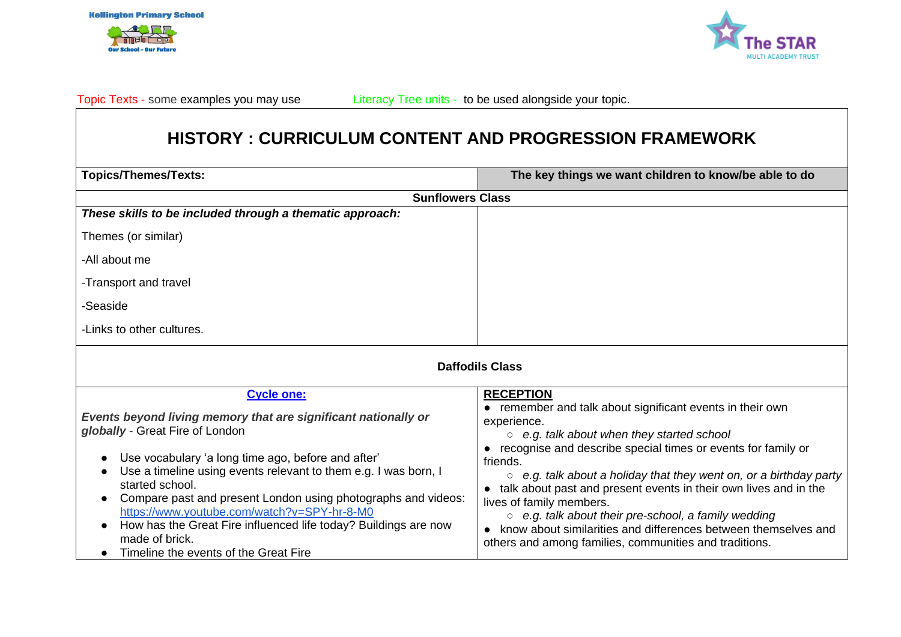Kellington Primary School

Our School – Our Future

The STAR MULTI ACADEMY TRUST

Topic Texts - some examples you may use Literacy Tree units - to be used alongside your topic.

# HISTORY : CURRICULUM CONTENT AND PROGRESSION FRAMEWORK

| Topics/Themes/Texts: | The key things we want children to know/be able to do |
| --- | --- |
| **Sunflowers Class** | |
| ***These skills to be included through a thematic approach:***<br><br>Themes (or similar)<br><br>-All about me<br><br>-Transport and travel<br><br>-Seaside<br><br>-Links to other cultures. | |
| **Daffodils Class** | |
| **Cycle one:**<br><br>***Events beyond living memory that are significant nationally or globally*** - Great Fire of London<br><br>• Use vocabulary 'a long time ago, before and after'<br>• Use a timeline using events relevant to them e.g. I was born, I started school.<br>• Compare past and present London using photographs and videos: https://www.youtube.com/watch?v=SPY-hr-8-M0<br>• How has the Great Fire influenced life today? Buildings are now made of brick.<br>• Timeline the events of the Great Fire | **RECEPTION**<br>• remember and talk about significant events in their own experience.<br>○ *e.g. talk about when they started school*<br>• recognise and describe special times or events for family or friends.<br>○ *e.g. talk about a holiday that they went on, or a birthday party*<br>• talk about past and present events in their own lives and in the lives of family members.<br>○ *e.g. talk about their pre-school, a family wedding*<br>• know about similarities and differences between themselves and others and among families, communities and traditions. |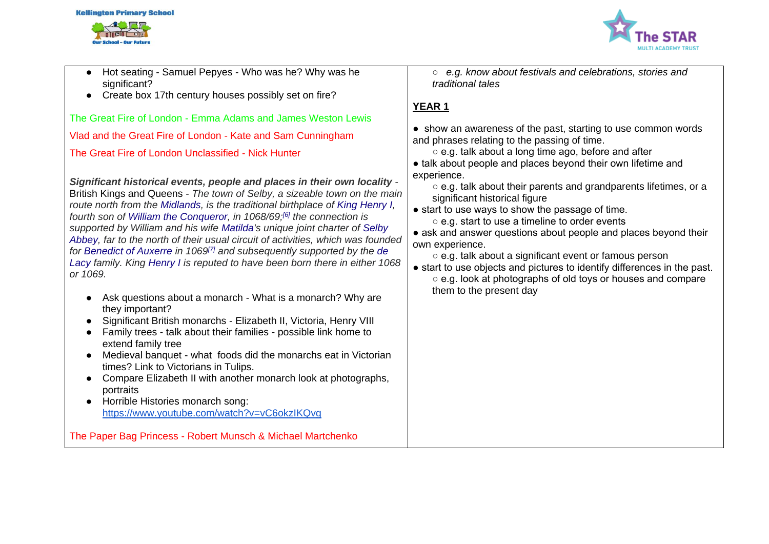| | |
|---|---|
| - Hot seating - Samuel Pepyes - Who was he? Why was he significant?<br>- Create box 17th century houses possibly set on fire?<br><br>The Great Fire of London - Emma Adams and James Weston Lewis<br><br>Vlad and the Great Fire of London - Kate and Sam Cunningham<br><br>The Great Fire of London Unclassified - Nick Hunter<br><br>***Significant historical events, people and places in their own locality*** - British Kings and Queens - *The town of Selby, a sizeable town on the main route north from the Midlands, is the traditional birthplace of King Henry I, fourth son of William the Conqueror, in 1068/69;[6] the connection is supported by William and his wife Matilda's unique joint charter of Selby Abbey, far to the north of their usual circuit of activities, which was founded for Benedict of Auxerre in 1069[7] and subsequently supported by the de Lacy family. King Henry I is reputed to have been born there in either 1068 or 1069.*<br><br>- Ask questions about a monarch - What is a monarch? Why are they important?<br>- Significant British monarchs - Elizabeth II, Victoria, Henry VIII<br>- Family trees - talk about their families - possible link home to extend family tree<br>- Medieval banquet - what foods did the monarchs eat in Victorian times? Link to Victorians in Tulips.<br>- Compare Elizabeth II with another monarch look at photographs, portraits<br>- Horrible Histories monarch song: https://www.youtube.com/watch?v=vC6okzIKQvg<br><br>The Paper Bag Princess - Robert Munsch & Michael Martchenko | ○ *e.g. know about festivals and celebrations, stories and traditional tales*<br><br>**YEAR 1**<br><br>- show an awareness of the past, starting to use common words and phrases relating to the passing of time.<br>  ○ e.g. talk about a long time ago, before and after<br>- talk about people and places beyond their own lifetime and experience.<br>  ○ e.g. talk about their parents and grandparents lifetimes, or a significant historical figure<br>- start to use ways to show the passage of time.<br>  ○ e.g. start to use a timeline to order events<br>- ask and answer questions about people and places beyond their own experience.<br>  ○ e.g. talk about a significant event or famous person<br>- start to use objects and pictures to identify differences in the past.<br>  ○ e.g. look at photographs of old toys or houses and compare them to the present day |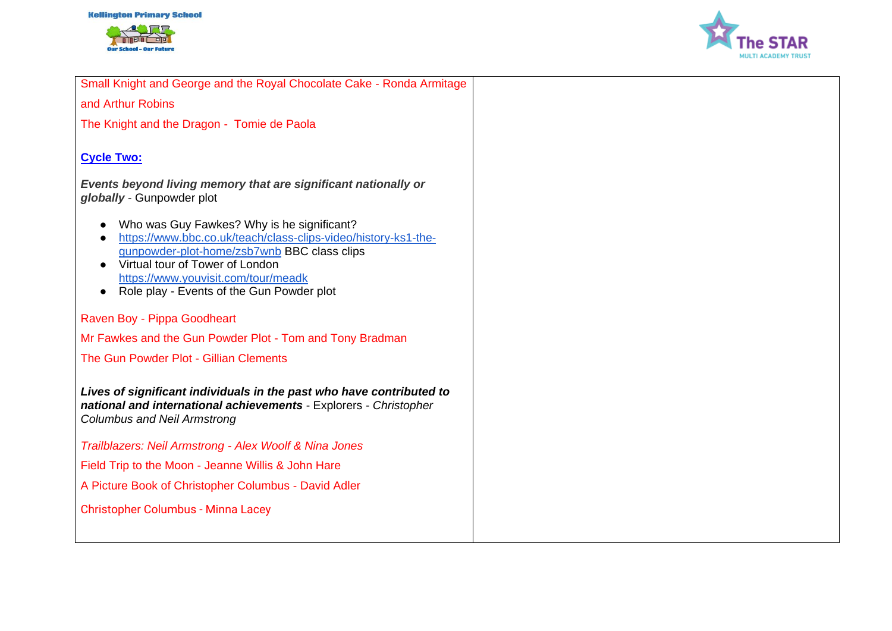| | |
|---|---|
| Small Knight and George and the Royal Chocolate Cake - Ronda Armitage and Arthur Robins<br><br>The Knight and the Dragon - Tomie de Paola<br><br>**Cycle Two:**<br><br>***Events beyond living memory that are significant nationally or globally*** - Gunpowder plot<br><br>● Who was Guy Fawkes? Why is he significant?<br>● https://www.bbc.co.uk/teach/class-clips-video/history-ks1-the-gunpowder-plot-home/zsb7wnb BBC class clips<br>● Virtual tour of Tower of London https://www.youvisit.com/tour/meadk<br>● Role play - Events of the Gun Powder plot<br><br>Raven Boy - Pippa Goodheart<br><br>Mr Fawkes and the Gun Powder Plot - Tom and Tony Bradman<br><br>The Gun Powder Plot - Gillian Clements<br><br>***Lives of significant individuals in the past who have contributed to national and international achievements*** - Explorers - *Christopher Columbus and Neil Armstrong*<br><br>*Trailblazers: Neil Armstrong - Alex Woolf & Nina Jones*<br><br>Field Trip to the Moon - Jeanne Willis & John Hare<br><br>A Picture Book of Christopher Columbus - David Adler<br><br>Christopher Columbus - Minna Lacey | |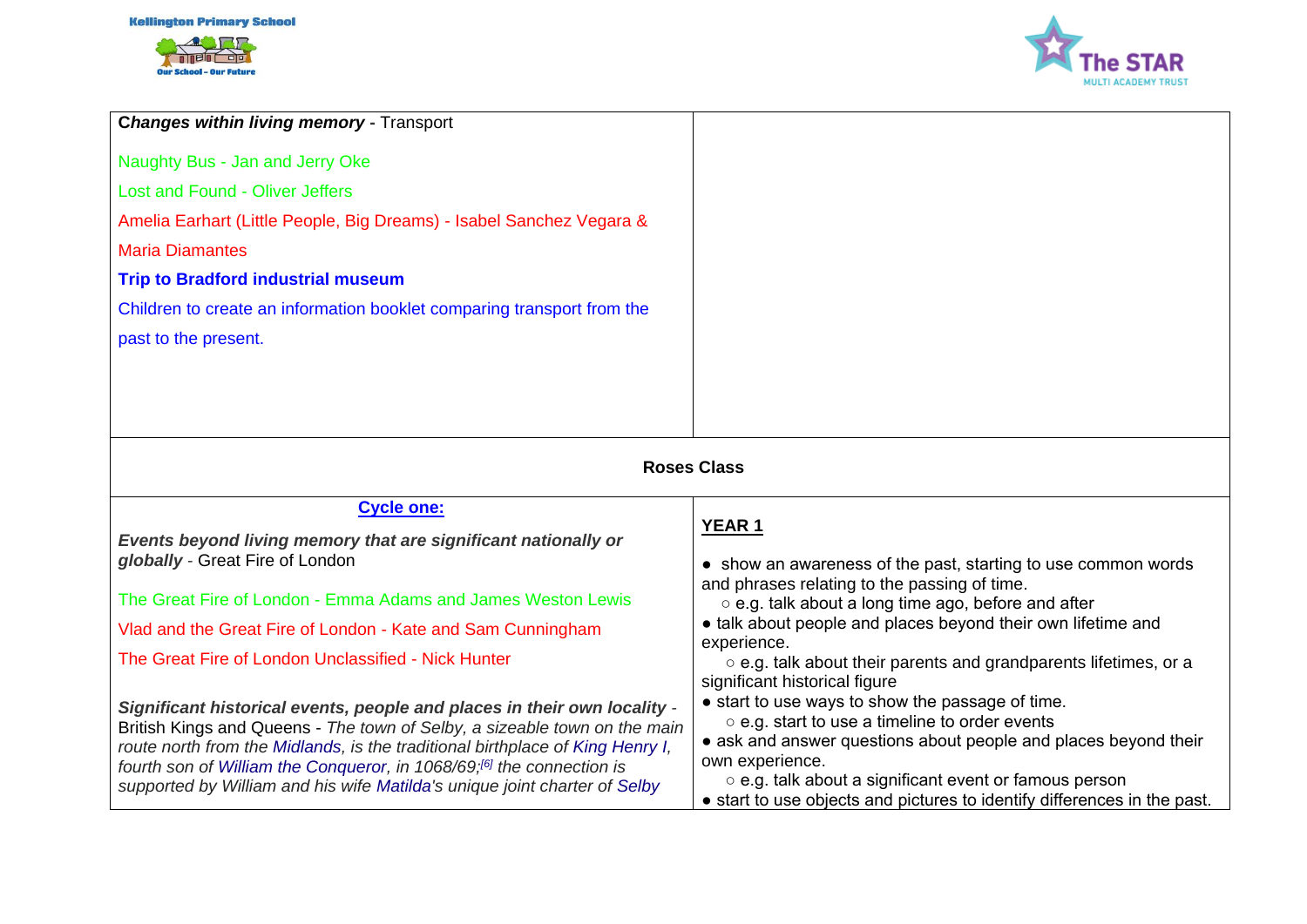| ***Changes within living memory*** **-** Transport<br><br>Naughty Bus - Jan and Jerry Oke<br><br>Lost and Found - Oliver Jeffers<br><br>Amelia Earhart (Little People, Big Dreams) - Isabel Sanchez Vegara & Maria Diamantes<br><br>**Trip to Bradford industrial museum**<br><br>Children to create an information booklet comparing transport from the past to the present. | |
|---|---|
| **Roses Class** | |
| **Cycle one:**<br><br>***Events beyond living memory that are significant nationally or globally*** - Great Fire of London<br><br>The Great Fire of London - Emma Adams and James Weston Lewis<br><br>Vlad and the Great Fire of London - Kate and Sam Cunningham<br><br>The Great Fire of London Unclassified - Nick Hunter<br><br>***Significant historical events, people and places in their own locality*** - British Kings and Queens - *The town of Selby, a sizeable town on the main route north from the Midlands, is the traditional birthplace of King Henry I, fourth son of William the Conqueror, in 1068/69;[6] the connection is supported by William and his wife Matilda's unique joint charter of Selby* | **YEAR 1**<br><br>● show an awareness of the past, starting to use common words and phrases relating to the passing of time.<br>○ e.g. talk about a long time ago, before and after<br>● talk about people and places beyond their own lifetime and experience.<br>○ e.g. talk about their parents and grandparents lifetimes, or a significant historical figure<br>● start to use ways to show the passage of time.<br>○ e.g. start to use a timeline to order events<br>● ask and answer questions about people and places beyond their own experience.<br>○ e.g. talk about a significant event or famous person<br>● start to use objects and pictures to identify differences in the past. |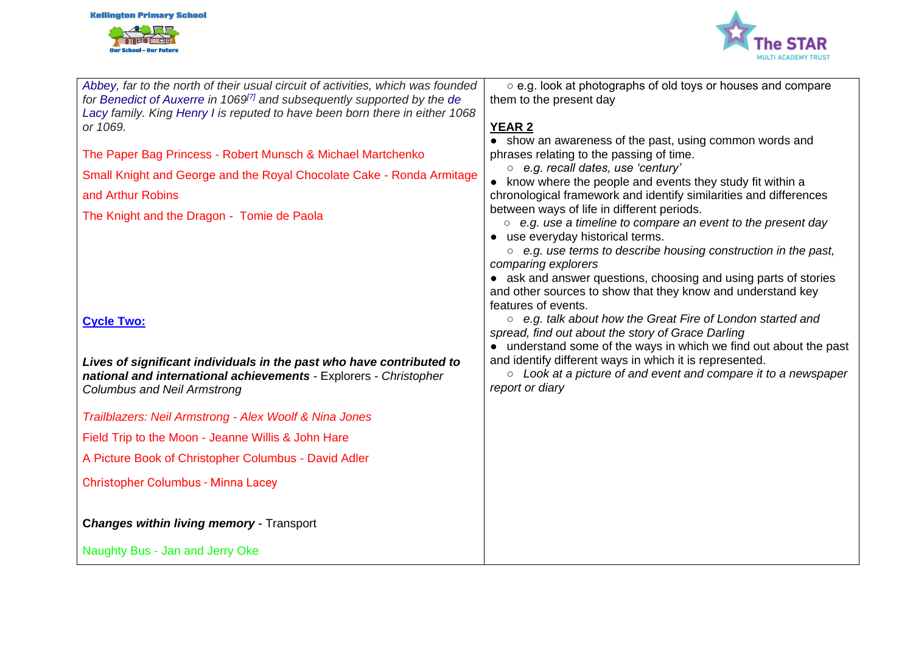| | |
|---|---|
| *Abbey, far to the north of their usual circuit of activities, which was founded for Benedict of Auxerre in 1069[7] and subsequently supported by the de Lacy family. King Henry I is reputed to have been born there in either 1068 or 1069.*<br><br>The Paper Bag Princess - Robert Munsch & Michael Martchenko<br><br>Small Knight and George and the Royal Chocolate Cake - Ronda Armitage and Arthur Robins<br><br>The Knight and the Dragon - Tomie de Paola<br><br>**Cycle Two:**<br><br>***Lives of significant individuals in the past who have contributed to national and international achievements*** - Explorers - *Christopher Columbus and Neil Armstrong*<br><br>*Trailblazers: Neil Armstrong - Alex Woolf & Nina Jones*<br><br>Field Trip to the Moon - Jeanne Willis & John Hare<br><br>A Picture Book of Christopher Columbus - David Adler<br><br>Christopher Columbus - Minna Lacey<br><br>***Changes within living memory*** - Transport<br><br>Naughty Bus - Jan and Jerry Oke | ○ e.g. look at photographs of old toys or houses and compare them to the present day<br><br>**YEAR 2**<br>● show an awareness of the past, using common words and phrases relating to the passing of time.<br>○ *e.g. recall dates, use 'century'*<br>● know where the people and events they study fit within a chronological framework and identify similarities and differences between ways of life in different periods.<br>○ *e.g. use a timeline to compare an event to the present day*<br>● use everyday historical terms.<br>○ *e.g. use terms to describe housing construction in the past, comparing explorers*<br>● ask and answer questions, choosing and using parts of stories and other sources to show that they know and understand key features of events.<br>○ *e.g. talk about how the Great Fire of London started and spread, find out about the story of Grace Darling*<br>● understand some of the ways in which we find out about the past and identify different ways in which it is represented.<br>○ *Look at a picture of and event and compare it to a newspaper report or diary* |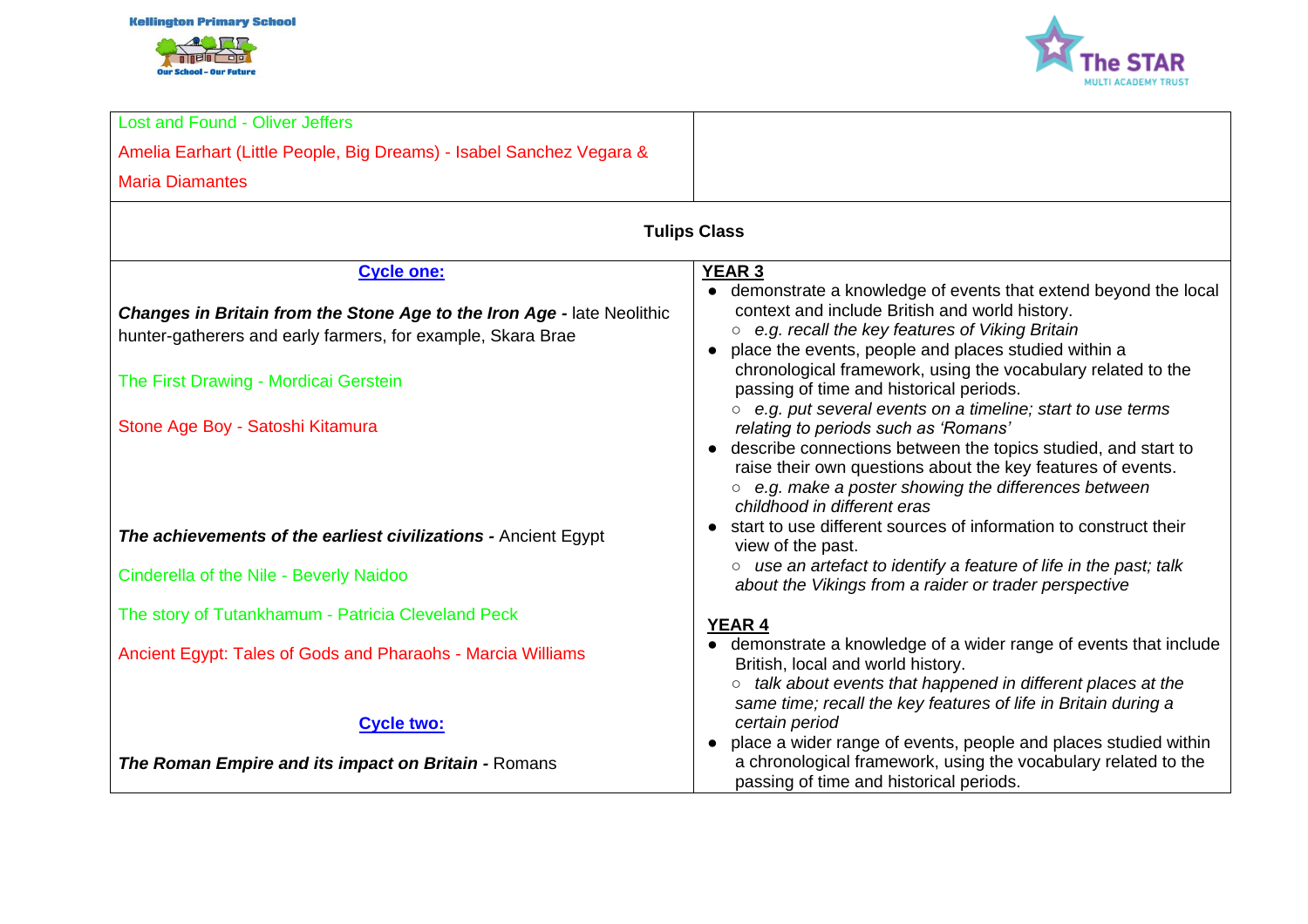| | |
|---|---|
| Lost and Found - Oliver Jeffers<br>Amelia Earhart (Little People, Big Dreams) - Isabel Sanchez Vegara & Maria Diamantes | |

| **Tulips Class** | |
|---|---|
| **Cycle one:**<br><br>***Changes in Britain from the Stone Age to the Iron Age -*** late Neolithic hunter-gatherers and early farmers, for example, Skara Brae<br><br>The First Drawing - Mordicai Gerstein<br><br>Stone Age Boy - Satoshi Kitamura<br><br>***The achievements of the earliest civilizations -*** Ancient Egypt<br><br>Cinderella of the Nile - Beverly Naidoo<br><br>The story of Tutankhamum - Patricia Cleveland Peck<br><br>Ancient Egypt: Tales of Gods and Pharaohs - Marcia Williams<br><br>**Cycle two:**<br><br>***The Roman Empire and its impact on Britain -*** Romans | **YEAR 3**<br>● demonstrate a knowledge of events that extend beyond the local context and include British and world history.<br>○ *e.g. recall the key features of Viking Britain*<br>● place the events, people and places studied within a chronological framework, using the vocabulary related to the passing of time and historical periods.<br>○ *e.g. put several events on a timeline; start to use terms relating to periods such as 'Romans'*<br>● describe connections between the topics studied, and start to raise their own questions about the key features of events.<br>○ *e.g. make a poster showing the differences between childhood in different eras*<br>● start to use different sources of information to construct their view of the past.<br>○ *use an artefact to identify a feature of life in the past; talk about the Vikings from a raider or trader perspective*<br><br>**YEAR 4**<br>● demonstrate a knowledge of a wider range of events that include British, local and world history.<br>○ *talk about events that happened in different places at the same time; recall the key features of life in Britain during a certain period*<br>● place a wider range of events, people and places studied within a chronological framework, using the vocabulary related to the passing of time and historical periods. |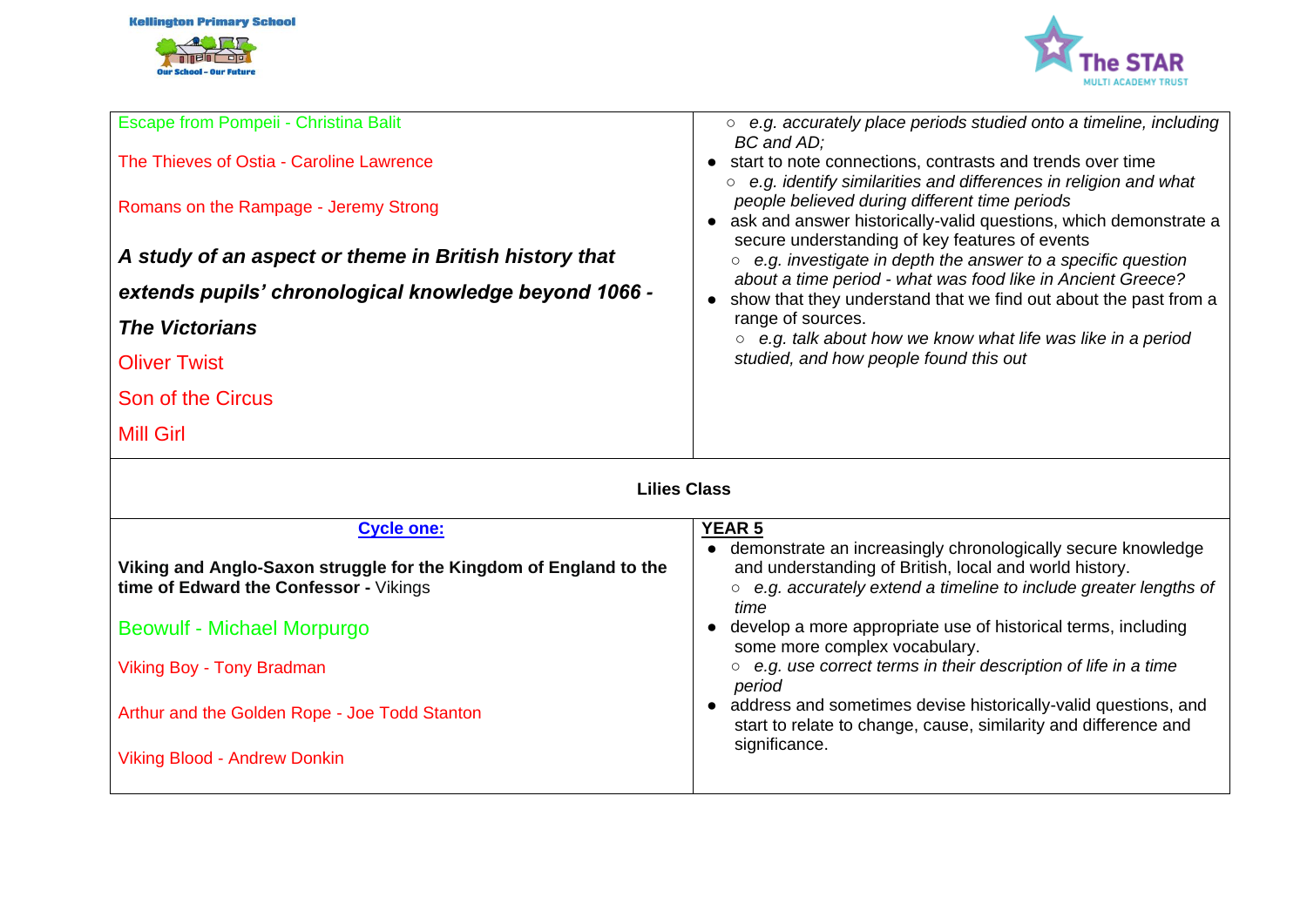| | |
|---|---|
| Escape from Pompeii - Christina Balit<br><br>The Thieves of Ostia - Caroline Lawrence<br><br>Romans on the Rampage - Jeremy Strong<br><br>***A study of an aspect or theme in British history that extends pupils' chronological knowledge beyond 1066 - The Victorians***<br><br>Oliver Twist<br><br>Son of the Circus<br><br>Mill Girl | ○ *e.g. accurately place periods studied onto a timeline, including BC and AD;*<br>● start to note connections, contrasts and trends over time<br>○ *e.g. identify similarities and differences in religion and what people believed during different time periods*<br>● ask and answer historically-valid questions, which demonstrate a secure understanding of key features of events<br>○ *e.g. investigate in depth the answer to a specific question about a time period - what was food like in Ancient Greece?*<br>● show that they understand that we find out about the past from a range of sources.<br>○ *e.g. talk about how we know what life was like in a period studied, and how people found this out* |

| **Lilies Class** | |
|---|---|
| **Cycle one:**<br><br>**Viking and Anglo-Saxon struggle for the Kingdom of England to the time of Edward the Confessor -** Vikings<br><br>Beowulf - Michael Morpurgo<br><br>Viking Boy - Tony Bradman<br><br>Arthur and the Golden Rope - Joe Todd Stanton<br><br>Viking Blood - Andrew Donkin | **YEAR 5**<br>● demonstrate an increasingly chronologically secure knowledge and understanding of British, local and world history.<br>○ *e.g. accurately extend a timeline to include greater lengths of time*<br>● develop a more appropriate use of historical terms, including some more complex vocabulary.<br>○ *e.g. use correct terms in their description of life in a time period*<br>● address and sometimes devise historically-valid questions, and start to relate to change, cause, similarity and difference and significance. |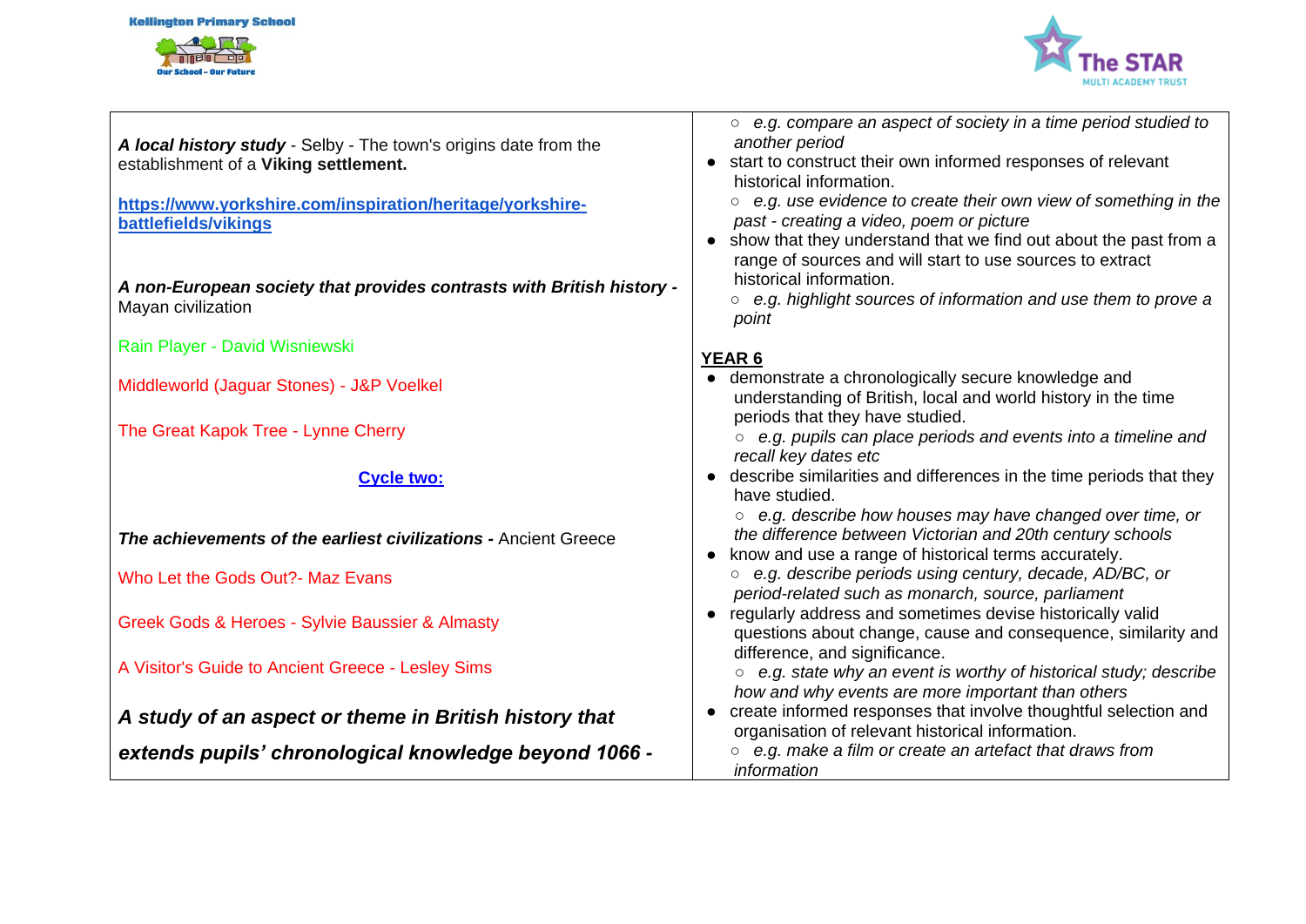| | |
|---|---|
| ***A local history study*** - Selby - The town's origins date from the establishment of a **Viking settlement.**<br><br>**[https://www.yorkshire.com/inspiration/heritage/yorkshire-battlefields/vikings](https://www.yorkshire.com/inspiration/heritage/yorkshire-battlefields/vikings)**<br><br>***A non-European society that provides contrasts with British history -*** Mayan civilization<br><br>Rain Player - David Wisniewski<br><br>Middleworld (Jaguar Stones) - J&P Voelkel<br><br>The Great Kapok Tree - Lynne Cherry<br><br>**Cycle two:**<br><br>***The achievements of the earliest civilizations -*** Ancient Greece<br><br>Who Let the Gods Out?- Maz Evans<br><br>Greek Gods & Heroes - Sylvie Baussier & Almasty<br><br>A Visitor's Guide to Ancient Greece - Lesley Sims<br><br>***A study of an aspect or theme in British history that extends pupils' chronological knowledge beyond 1066 -*** | ○ *e.g. compare an aspect of society in a time period studied to another period*<br>● start to construct their own informed responses of relevant historical information.<br>○ *e.g. use evidence to create their own view of something in the past - creating a video, poem or picture*<br>● show that they understand that we find out about the past from a range of sources and will start to use sources to extract historical information.<br>○ *e.g. highlight sources of information and use them to prove a point*<br><br>**YEAR 6**<br>● demonstrate a chronologically secure knowledge and understanding of British, local and world history in the time periods that they have studied.<br>○ *e.g. pupils can place periods and events into a timeline and recall key dates etc*<br>● describe similarities and differences in the time periods that they have studied.<br>○ *e.g. describe how houses may have changed over time, or the difference between Victorian and 20th century schools*<br>● know and use a range of historical terms accurately.<br>○ *e.g. describe periods using century, decade, AD/BC, or period-related such as monarch, source, parliament*<br>● regularly address and sometimes devise historically valid questions about change, cause and consequence, similarity and difference, and significance.<br>○ *e.g. state why an event is worthy of historical study; describe how and why events are more important than others*<br>● create informed responses that involve thoughtful selection and organisation of relevant historical information.<br>○ *e.g. make a film or create an artefact that draws from information* |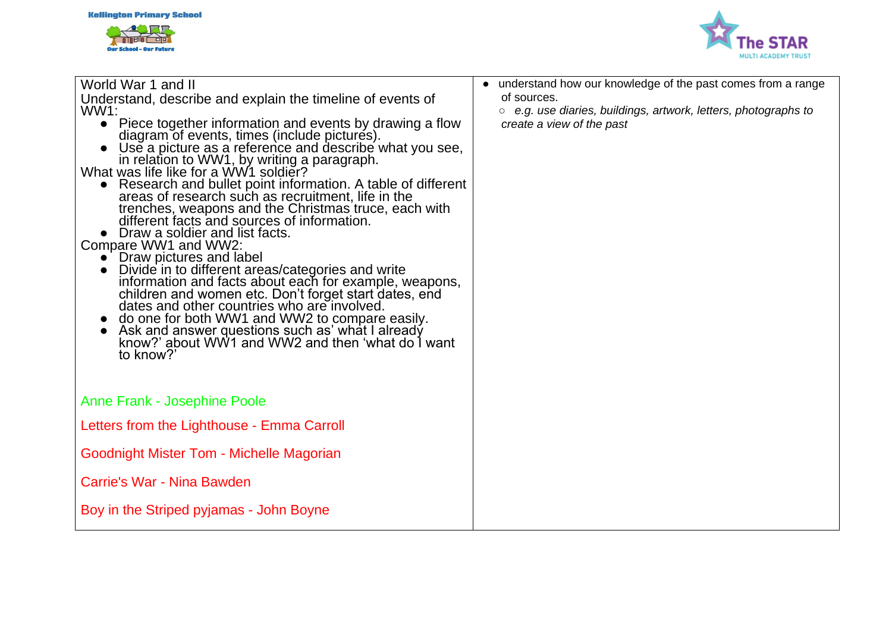| | |
|---|---|
| World War 1 and II<br>Understand, describe and explain the timeline of events of WW1:<br>• Piece together information and events by drawing a flow diagram of events, times (include pictures).<br>• Use a picture as a reference and describe what you see, in relation to WW1, by writing a paragraph.<br>What was life like for a WW1 soldier?<br>• Research and bullet point information. A table of different areas of research such as recruitment, life in the trenches, weapons and the Christmas truce, each with different facts and sources of information.<br>• Draw a soldier and list facts.<br>Compare WW1 and WW2:<br>• Draw pictures and label<br>• Divide in to different areas/categories and write information and facts about each for example, weapons, children and women etc. Don't forget start dates, end dates and other countries who are involved.<br>• do one for both WW1 and WW2 to compare easily.<br>• Ask and answer questions such as' what I already know?' about WW1 and WW2 and then 'what do I want to know?'<br><br>Anne Frank - Josephine Poole<br><br>Letters from the Lighthouse - Emma Carroll<br><br>Goodnight Mister Tom - Michelle Magorian<br><br>Carrie's War - Nina Bawden<br><br>Boy in the Striped pyjamas - John Boyne | • understand how our knowledge of the past comes from a range of sources.<br>○ *e.g. use diaries, buildings, artwork, letters, photographs to create a view of the past* |